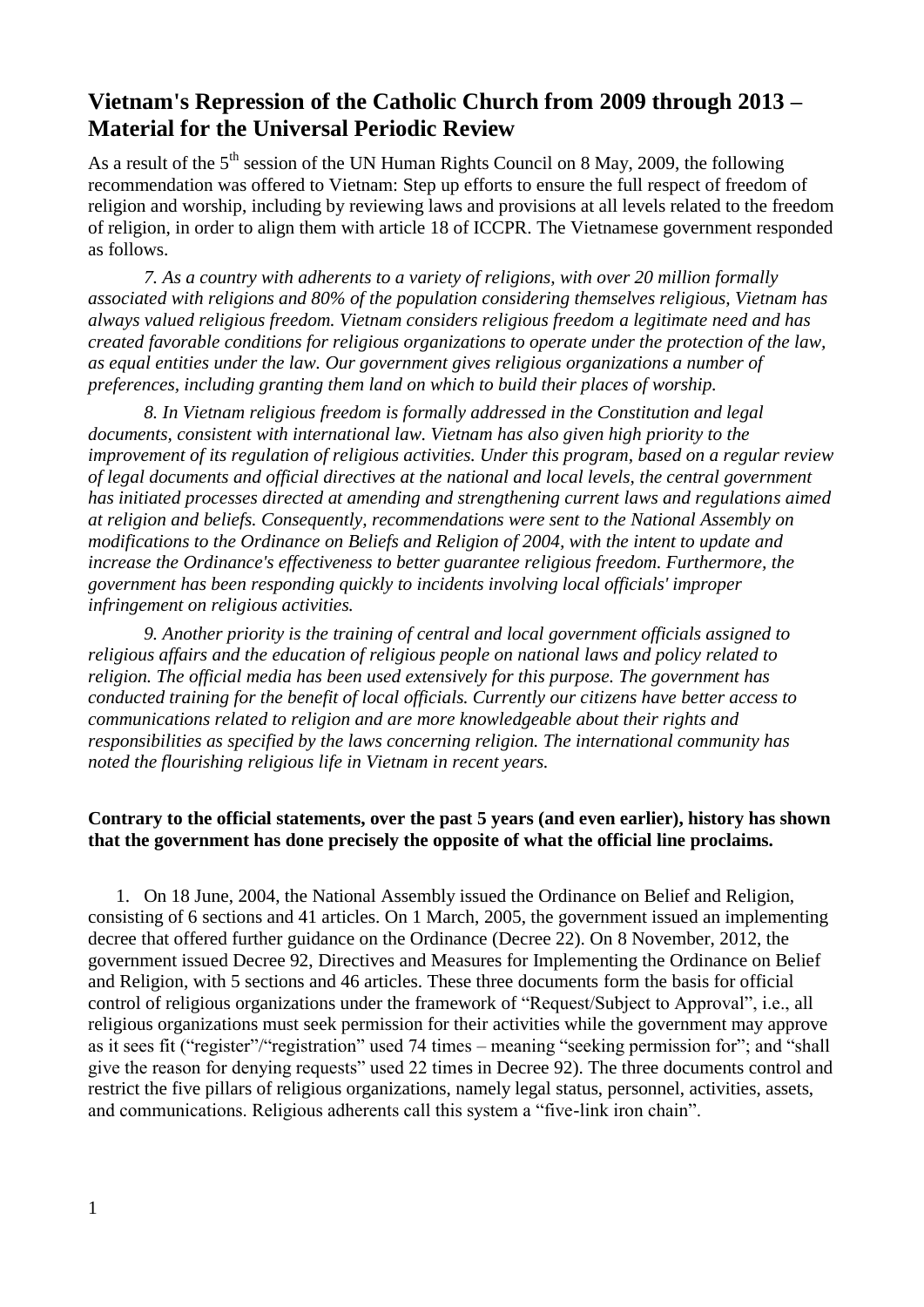# Vietnam's Repression of the Catholic Church from 2009 through 2013 – Material for the Universal Periodic Review

As a result of the 5th session of the UN Human Rights Council on 8 May, 2009, the following recommendation was offered to Vietnam: Step up efforts to ensure the full respect of freedom of religion and worship, including by reviewing laws and provisions at all levels related to the freedom of religion, in order to align them with article 18 of ICCPR. The Vietnamese government responded as follows.

*7. As a country with adherents to a variety of religions, with over 20 million formally associated with religions and 80% of the population considering themselves religious, Vietnam has always valued religious freedom. Vietnam considers religious freedom a legitimate need and has created favorable conditions for religious organizations to operate under the protection of the law, as equal entities under the law. Our government gives religious organizations a number of preferences, including granting them land on which to build their places of worship.*

*8. In Vietnam religious freedom is formally addressed in the Constitution and legal documents, consistent with international law. Vietnam has also given high priority to the improvement of its regulation of religious activities. Under this program, based on a regular review of legal documents and official directives at the national and local levels, the central government has initiated processes directed at amending and strengthening current laws and regulations aimed at religion and beliefs. Consequently, recommendations were sent to the National Assembly on modifications to the Ordinance on Beliefs and Religion of 2004, with the intent to update and increase the Ordinance's effectiveness to better guarantee religious freedom. Furthermore, the government has been responding quickly to incidents involving local officials' improper infringement on religious activities.*

*9. Another priority is the training of central and local government officials assigned to religious affairs and the education of religious people on national laws and policy related to religion. The official media has been used extensively for this purpose. The government has conducted training for the benefit of local officials. Currently our citizens have better access to communications related to religion and are more knowledgeable about their rights and responsibilities as specified by the laws concerning religion. The international community has noted the flourishing religious life in Vietnam in recent years.*

**Contrary to the official statements, over the past 5 years (and even earlier), history has shown that the government has done precisely the opposite of what the official line proclaims.**

1. On 18 June, 2004, the National Assembly issued the Ordinance on Belief and Religion, consisting of 6 sections and 41 articles. On 1 March, 2005, the government issued an implementing decree that offered further guidance on the Ordinance (Decree 22). On 8 November, 2012, the government issued Decree 92, Directives and Measures for Implementing the Ordinance on Belief and Religion, with 5 sections and 46 articles. These three documents form the basis for official control of religious organizations under the framework of "Request/Subject to Approval", i.e., all religious organizations must seek permission for their activities while the government may approve as it sees fit ("register"/"registration" used 74 times – meaning "seeking permission for"; and "shall give the reason for denying requests" used 22 times in Decree 92). The three documents control and restrict the five pillars of religious organizations, namely legal status, personnel, activities, assets, and communications. Religious adherents call this system a "five-link iron chain".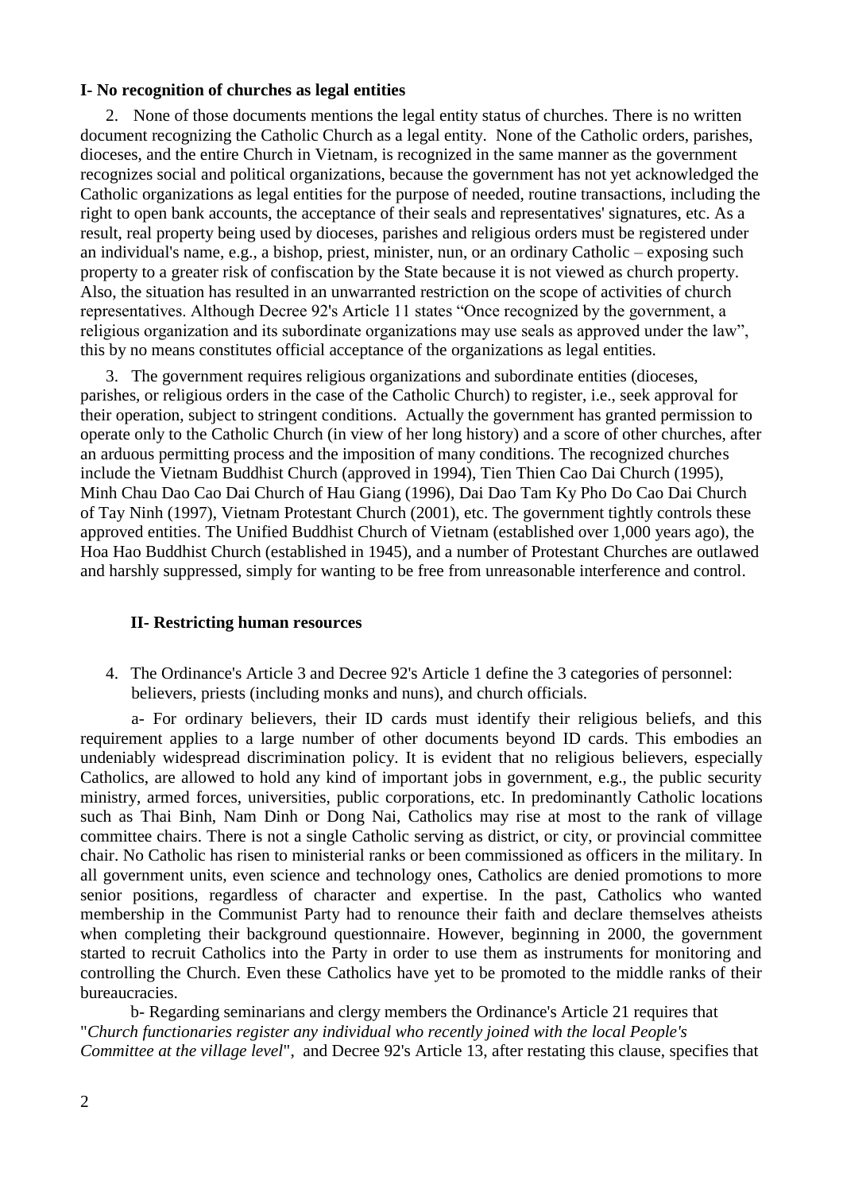**I- No recognition of churches as legal entities**

2. None of those documents mentions the legal entity status of churches. There is no written document recognizing the Catholic Church as a legal entity. None of the Catholic orders, parishes, dioceses, and the entire Church in Vietnam, is recognized in the same manner as the government recognizes social and political organizations, because the government has not yet acknowledged the Catholic organizations as legal entities for the purpose of needed, routine transactions, including the right to open bank accounts, the acceptance of their seals and representatives' signatures, etc. As a result, real property being used by dioceses, parishes and religious orders must be registered under an individual's name, e.g., a bishop, priest, minister, nun, or an ordinary Catholic – exposing such property to a greater risk of confiscation by the State because it is not viewed as church property. Also, the situation has resulted in an unwarranted restriction on the scope of activities of church representatives. Although Decree 92's Article 11 states "Once recognized by the government, a religious organization and its subordinate organizations may use seals as approved under the law", this by no means constitutes official acceptance of the organizations as legal entities.

3. The government requires religious organizations and subordinate entities (dioceses, parishes, or religious orders in the case of the Catholic Church) to register, i.e., seek approval for their operation, subject to stringent conditions. Actually the government has granted permission to operate only to the Catholic Church (in view of her long history) and a score of other churches, after an arduous permitting process and the imposition of many conditions. The recognized churches include the Vietnam Buddhist Church (approved in 1994), Tien Thien Cao Dai Church (1995), Minh Chau Dao Cao Dai Church of Hau Giang (1996), Dai Dao Tam Ky Pho Do Cao Dai Church of Tay Ninh (1997), Vietnam Protestant Church (2001), etc. The government tightly controls these approved entities. The Unified Buddhist Church of Vietnam (established over 1,000 years ago), the Hoa Hao Buddhist Church (established in 1945), and a number of Protestant Churches are outlawed and harshly suppressed, simply for wanting to be free from unreasonable interference and control.

**II- Restricting human resources**

4. The Ordinance's Article 3 and Decree 92's Article 1 define the 3 categories of personnel: believers, priests (including monks and nuns), and church officials.

a- For ordinary believers, their ID cards must identify their religious beliefs, and this requirement applies to a large number of other documents beyond ID cards. This embodies an undeniably widespread discrimination policy. It is evident that no religious believers, especially Catholics, are allowed to hold any kind of important jobs in government, e.g., the public security ministry, armed forces, universities, public corporations, etc. In predominantly Catholic locations such as Thai Binh, Nam Dinh or Dong Nai, Catholics may rise at most to the rank of village committee chairs. There is not a single Catholic serving as district, or city, or provincial committee chair. No Catholic has risen to ministerial ranks or been commissioned as officers in the military. In all government units, even science and technology ones, Catholics are denied promotions to more senior positions, regardless of character and expertise. In the past, Catholics who wanted membership in the Communist Party had to renounce their faith and declare themselves atheists when completing their background questionnaire. However, beginning in 2000, the government started to recruit Catholics into the Party in order to use them as instruments for monitoring and controlling the Church. Even these Catholics have yet to be promoted to the middle ranks of their bureaucracies.

b- Regarding seminarians and clergy members the Ordinance's Article 21 requires that "*Church functionaries register any individual who recently joined with the local People's Committee at the village level*", and Decree 92's Article 13, after restating this clause, specifies that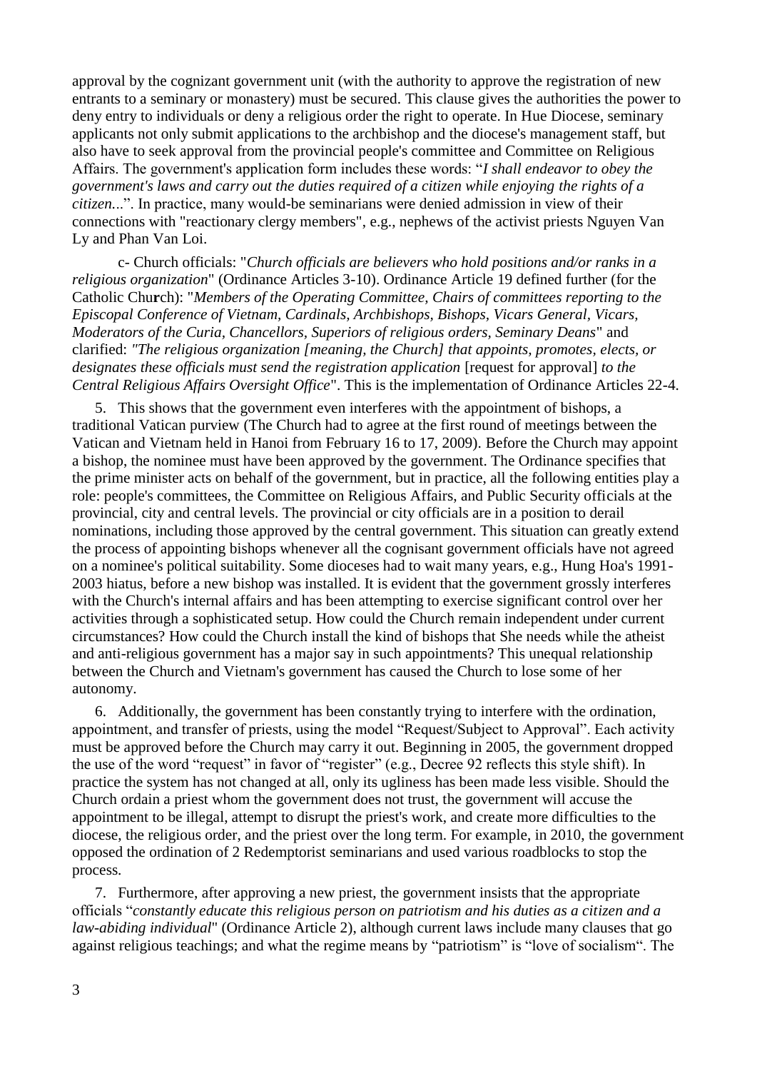approval by the cognizant government unit (with the authority to approve the registration of new entrants to a seminary or monastery) must be secured. This clause gives the authorities the power to deny entry to individuals or deny a religious order the right to operate. In Hue Diocese, seminary applicants not only submit applications to the archbishop and the diocese's management staff, but also have to seek approval from the provincial people's committee and Committee on Religious Affairs. The government's application form includes these words: "*I shall endeavor to obey the government's laws and carry out the duties required of a citizen while enjoying the rights of a citizen...*". In practice, many would-be seminarians were denied admission in view of their connections with "reactionary clergy members", e.g., nephews of the activist priests Nguyen Van Ly and Phan Van Loi.

c- Church officials: "*Church officials are believers who hold positions and/or ranks in a religious organization*" (Ordinance Articles 3-10). Ordinance Article 19 defined further (for the Catholic Church): "*Members of the Operating Committee, Chairs of committees reporting to the Episcopal Conference of Vietnam, Cardinals, Archbishops, Bishops, Vicars General, Vicars, Moderators of the Curia, Chancellors, Superiors of religious orders, Seminary Deans*" and clarified: *"The religious organization [meaning, the Church] that appoints, promotes, elects, or designates these officials must send the registration application* [request for approval] *to the Central Religious Affairs Oversight Office*". This is the implementation of Ordinance Articles 22-4.

5. This shows that the government even interferes with the appointment of bishops, a traditional Vatican purview (The Church had to agree at the first round of meetings between the Vatican and Vietnam held in Hanoi from February 16 to 17, 2009). Before the Church may appoint a bishop, the nominee must have been approved by the government. The Ordinance specifies that the prime minister acts on behalf of the government, but in practice, all the following entities play a role: people's committees, the Committee on Religious Affairs, and Public Security officials at the provincial, city and central levels. The provincial or city officials are in a position to derail nominations, including those approved by the central government. This situation can greatly extend the process of appointing bishops whenever all the cognisant government officials have not agreed on a nominee's political suitability. Some dioceses had to wait many years, e.g., Hung Hoa's 1991-2003 hiatus, before a new bishop was installed. It is evident that the government grossly interferes with the Church's internal affairs and has been attempting to exercise significant control over her activities through a sophisticated setup. How could the Church remain independent under current circumstances? How could the Church install the kind of bishops that She needs while the atheist and anti-religious government has a major say in such appointments? This unequal relationship between the Church and Vietnam's government has caused the Church to lose some of her autonomy.

6. Additionally, the government has been constantly trying to interfere with the ordination, appointment, and transfer of priests, using the model "Request/Subject to Approval". Each activity must be approved before the Church may carry it out. Beginning in 2005, the government dropped the use of the word "request" in favor of "register" (e.g., Decree 92 reflects this style shift). In practice the system has not changed at all, only its ugliness has been made less visible. Should the Church ordain a priest whom the government does not trust, the government will accuse the appointment to be illegal, attempt to disrupt the priest's work, and create more difficulties to the diocese, the religious order, and the priest over the long term. For example, in 2010, the government opposed the ordination of 2 Redemptorist seminarians and used various roadblocks to stop the process.

7. Furthermore, after approving a new priest, the government insists that the appropriate officials "*constantly educate this religious person on patriotism and his duties as a citizen and a law-abiding individual*" (Ordinance Article 2), although current laws include many clauses that go against religious teachings; and what the regime means by "patriotism" is "love of socialism". The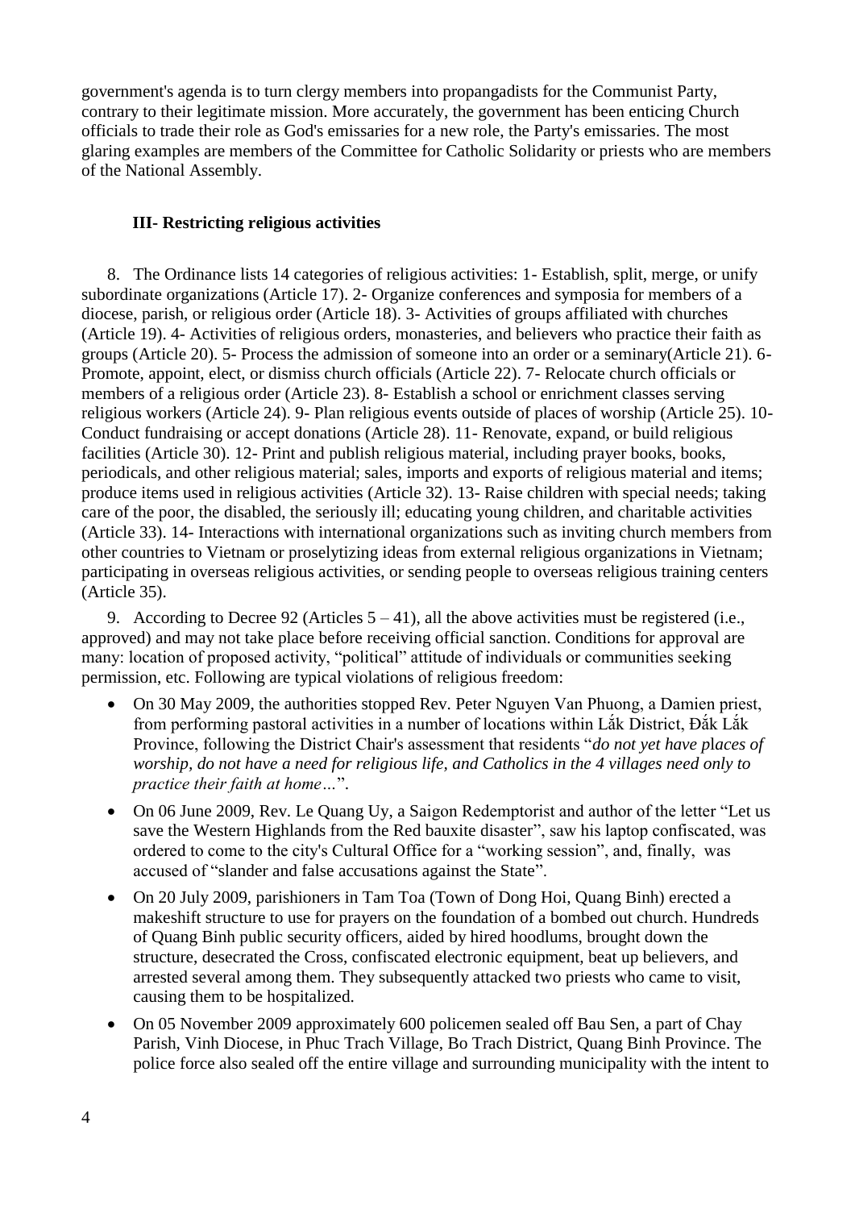government's agenda is to turn clergy members into propagandists for the Communist Party, contrary to their legitimate mission. More accurately, the government has been enticing Church officials to trade their role as God's emissaries for a new role, the Party's emissaries. The most glaring examples are members of the Committee for Catholic Solidarity or priests who are members of the National Assembly.

### III- Restricting religious activities

8. The Ordinance lists 14 categories of religious activities: 1- Establish, split, merge, or unify subordinate organizations (Article 17). 2- Organize conferences and symposia for members of a diocese, parish, or religious order (Article 18). 3- Activities of groups affiliated with churches (Article 19). 4- Activities of religious orders, monasteries, and believers who practice their faith as groups (Article 20). 5- Process the admission of someone into an order or a seminary(Article 21). 6- Promote, appoint, elect, or dismiss church officials (Article 22). 7- Relocate church officials or members of a religious order (Article 23). 8- Establish a school or enrichment classes serving religious workers (Article 24). 9- Plan religious events outside of places of worship (Article 25). 10- Conduct fundraising or accept donations (Article 28). 11- Renovate, expand, or build religious facilities (Article 30). 12- Print and publish religious material, including prayer books, books, periodicals, and other religious material; sales, imports and exports of religious material and items; produce items used in religious activities (Article 32). 13- Raise children with special needs; taking care of the poor, the disabled, the seriously ill; educating young children, and charitable activities (Article 33). 14- Interactions with international organizations such as inviting church members from other countries to Vietnam or proselytizing ideas from external religious organizations in Vietnam; participating in overseas religious activities, or sending people to overseas religious training centers (Article 35).

9. According to Decree 92 (Articles 5 – 41), all the above activities must be registered (i.e., approved) and may not take place before receiving official sanction. Conditions for approval are many: location of proposed activity, "political" attitude of individuals or communities seeking permission, etc. Following are typical violations of religious freedom:

- On 30 May 2009, the authorities stopped Rev. Peter Nguyen Van Phuong, a Damien priest, from performing pastoral activities in a number of locations within Lắk District, Đắk Lắk Province, following the District Chair's assessment that residents "*do not yet have places of worship, do not have a need for religious life, and Catholics in the 4 villages need only to practice their faith at home…*".
- On 06 June 2009, Rev. Le Quang Uy, a Saigon Redemptorist and author of the letter "Let us save the Western Highlands from the Red bauxite disaster", saw his laptop confiscated, was ordered to come to the city's Cultural Office for a "working session", and, finally, was accused of "slander and false accusations against the State".
- On 20 July 2009, parishioners in Tam Toa (Town of Dong Hoi, Quang Binh) erected a makeshift structure to use for prayers on the foundation of a bombed out church. Hundreds of Quang Binh public security officers, aided by hired hoodlums, brought down the structure, desecrated the Cross, confiscated electronic equipment, beat up believers, and arrested several among them. They subsequently attacked two priests who came to visit, causing them to be hospitalized.
- On 05 November 2009 approximately 600 policemen sealed off Bau Sen, a part of Chay Parish, Vinh Diocese, in Phuc Trach Village, Bo Trach District, Quang Binh Province. The police force also sealed off the entire village and surrounding municipality with the intent to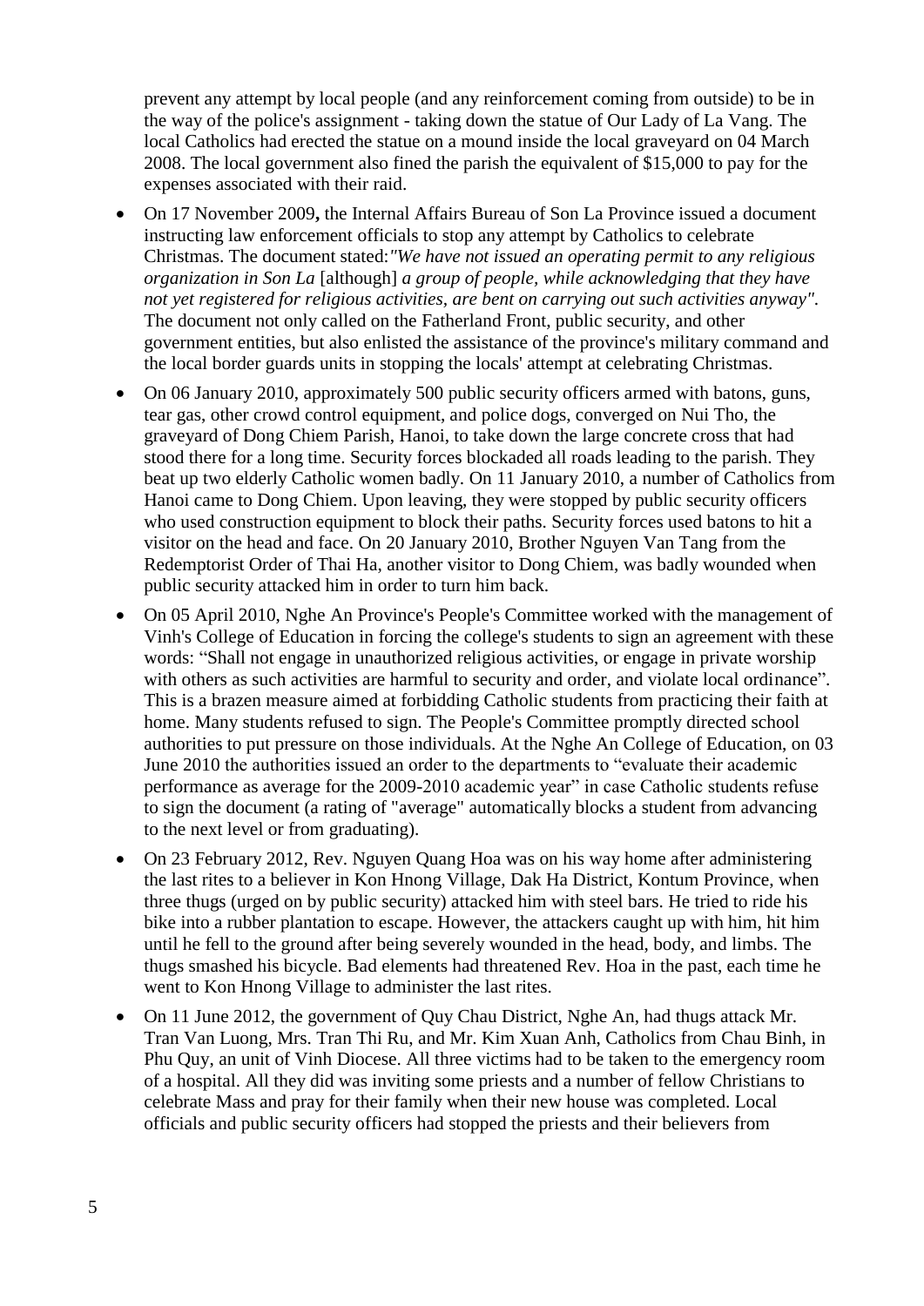prevent any attempt by local people (and any reinforcement coming from outside) to be in the way of the police's assignment - taking down the statue of Our Lady of La Vang. The local Catholics had erected the statue on a mound inside the local graveyard on 04 March 2008. The local government also fined the parish the equivalent of $15,000 to pay for the expenses associated with their raid.

- On 17 November 2009**,** the Internal Affairs Bureau of Son La Province issued a document instructing law enforcement officials to stop any attempt by Catholics to celebrate Christmas. The document stated:*"We have not issued an operating permit to any religious organization in Son La* [although] *a group of people, while acknowledging that they have not yet registered for religious activities, are bent on carrying out such activities anyway"*. The document not only called on the Fatherland Front, public security, and other government entities, but also enlisted the assistance of the province's military command and the local border guards units in stopping the locals' attempt at celebrating Christmas.
- On 06 January 2010, approximately 500 public security officers armed with batons, guns, tear gas, other crowd control equipment, and police dogs, converged on Nui Tho, the graveyard of Dong Chiem Parish, Hanoi, to take down the large concrete cross that had stood there for a long time. Security forces blockaded all roads leading to the parish. They beat up two elderly Catholic women badly. On 11 January 2010, a number of Catholics from Hanoi came to Dong Chiem. Upon leaving, they were stopped by public security officers who used construction equipment to block their paths. Security forces used batons to hit a visitor on the head and face. On 20 January 2010, Brother Nguyen Van Tang from the Redemptorist Order of Thai Ha, another visitor to Dong Chiem, was badly wounded when public security attacked him in order to turn him back.
- On 05 April 2010, Nghe An Province's People's Committee worked with the management of Vinh's College of Education in forcing the college's students to sign an agreement with these words: "Shall not engage in unauthorized religious activities, or engage in private worship with others as such activities are harmful to security and order, and violate local ordinance". This is a brazen measure aimed at forbidding Catholic students from practicing their faith at home. Many students refused to sign. The People's Committee promptly directed school authorities to put pressure on those individuals. At the Nghe An College of Education, on 03 June 2010 the authorities issued an order to the departments to "evaluate their academic performance as average for the 2009-2010 academic year" in case Catholic students refuse to sign the document (a rating of "average" automatically blocks a student from advancing to the next level or from graduating).
- On 23 February 2012, Rev. Nguyen Quang Hoa was on his way home after administering the last rites to a believer in Kon Hnong Village, Dak Ha District, Kontum Province, when three thugs (urged on by public security) attacked him with steel bars. He tried to ride his bike into a rubber plantation to escape. However, the attackers caught up with him, hit him until he fell to the ground after being severely wounded in the head, body, and limbs. The thugs smashed his bicycle. Bad elements had threatened Rev. Hoa in the past, each time he went to Kon Hnong Village to administer the last rites.
- On 11 June 2012, the government of Quy Chau District, Nghe An, had thugs attack Mr. Tran Van Luong, Mrs. Tran Thi Ru, and Mr. Kim Xuan Anh, Catholics from Chau Binh, in Phu Quy, an unit of Vinh Diocese. All three victims had to be taken to the emergency room of a hospital. All they did was inviting some priests and a number of fellow Christians to celebrate Mass and pray for their family when their new house was completed. Local officials and public security officers had stopped the priests and their believers from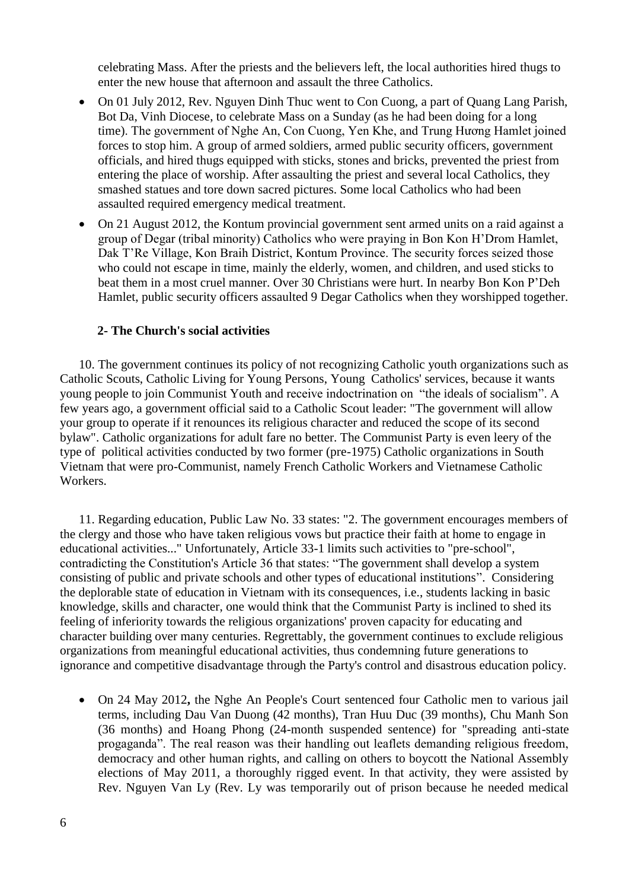celebrating Mass. After the priests and the believers left, the local authorities hired thugs to enter the new house that afternoon and assault the three Catholics.

- On 01 July 2012, Rev. Nguyen Dinh Thuc went to Con Cuong, a part of Quang Lang Parish, Bot Da, Vinh Diocese, to celebrate Mass on a Sunday (as he had been doing for a long time). The government of Nghe An, Con Cuong, Yen Khe, and Trung Hương Hamlet joined forces to stop him. A group of armed soldiers, armed public security officers, government officials, and hired thugs equipped with sticks, stones and bricks, prevented the priest from entering the place of worship. After assaulting the priest and several local Catholics, they smashed statues and tore down sacred pictures. Some local Catholics who had been assaulted required emergency medical treatment.
- On 21 August 2012, the Kontum provincial government sent armed units on a raid against a group of Degar (tribal minority) Catholics who were praying in Bon Kon H'Drom Hamlet, Dak T'Re Village, Kon Braih District, Kontum Province. The security forces seized those who could not escape in time, mainly the elderly, women, and children, and used sticks to beat them in a most cruel manner. Over 30 Christians were hurt. In nearby Bon Kon P'Deh Hamlet, public security officers assaulted 9 Degar Catholics when they worshipped together.

### 2- The Church's social activities

10. The government continues its policy of not recognizing Catholic youth organizations such as Catholic Scouts, Catholic Living for Young Persons, Young Catholics' services, because it wants young people to join Communist Youth and receive indoctrination on "the ideals of socialism". A few years ago, a government official said to a Catholic Scout leader: "The government will allow your group to operate if it renounces its religious character and reduced the scope of its second bylaw". Catholic organizations for adult fare no better. The Communist Party is even leery of the type of political activities conducted by two former (pre-1975) Catholic organizations in South Vietnam that were pro-Communist, namely French Catholic Workers and Vietnamese Catholic Workers.

11. Regarding education, Public Law No. 33 states: "2. The government encourages members of the clergy and those who have taken religious vows but practice their faith at home to engage in educational activities..." Unfortunately, Article 33-1 limits such activities to "pre-school", contradicting the Constitution's Article 36 that states: "The government shall develop a system consisting of public and private schools and other types of educational institutions". Considering the deplorable state of education in Vietnam with its consequences, i.e., students lacking in basic knowledge, skills and character, one would think that the Communist Party is inclined to shed its feeling of inferiority towards the religious organizations' proven capacity for educating and character building over many centuries. Regrettably, the government continues to exclude religious organizations from meaningful educational activities, thus condemning future generations to ignorance and competitive disadvantage through the Party's control and disastrous education policy.

- On 24 May 2012**,** the Nghe An People's Court sentenced four Catholic men to various jail terms, including Dau Van Duong (42 months), Tran Huu Duc (39 months), Chu Manh Son (36 months) and Hoang Phong (24-month suspended sentence) for "spreading anti-state progaganda". The real reason was their handling out leaflets demanding religious freedom, democracy and other human rights, and calling on others to boycott the National Assembly elections of May 2011, a thoroughly rigged event. In that activity, they were assisted by Rev. Nguyen Van Ly (Rev. Ly was temporarily out of prison because he needed medical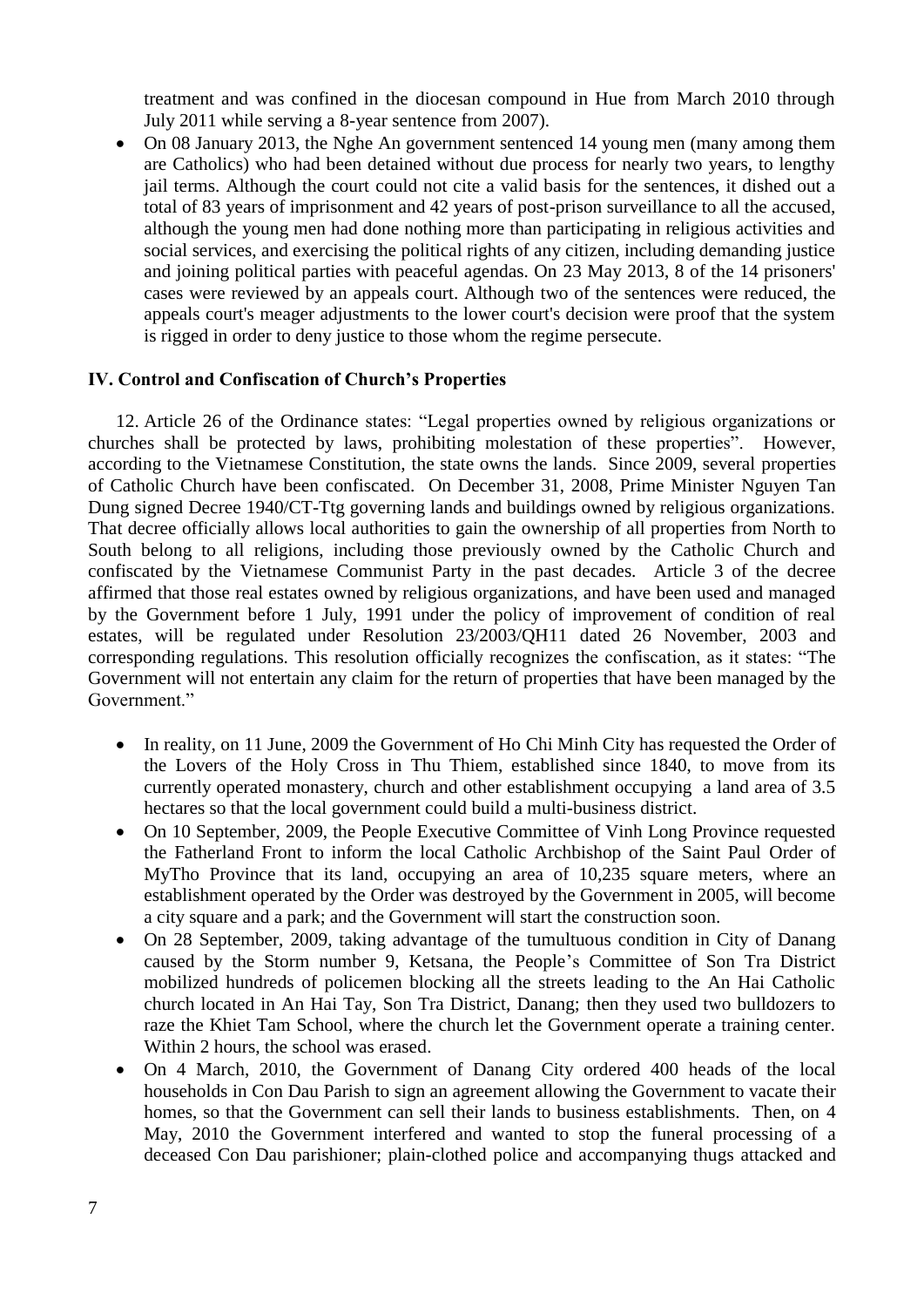treatment and was confined in the diocesan compound in Hue from March 2010 through July 2011 while serving a 8-year sentence from 2007).

- On 08 January 2013, the Nghe An government sentenced 14 young men (many among them are Catholics) who had been detained without due process for nearly two years, to lengthy jail terms. Although the court could not cite a valid basis for the sentences, it dished out a total of 83 years of imprisonment and 42 years of post-prison surveillance to all the accused, although the young men had done nothing more than participating in religious activities and social services, and exercising the political rights of any citizen, including demanding justice and joining political parties with peaceful agendas. On 23 May 2013, 8 of the 14 prisoners' cases were reviewed by an appeals court. Although two of the sentences were reduced, the appeals court's meager adjustments to the lower court's decision were proof that the system is rigged in order to deny justice to those whom the regime persecute.

## IV. Control and Confiscation of Church's Properties

12. Article 26 of the Ordinance states: "Legal properties owned by religious organizations or churches shall be protected by laws, prohibiting molestation of these properties". However, according to the Vietnamese Constitution, the state owns the lands. Since 2009, several properties of Catholic Church have been confiscated. On December 31, 2008, Prime Minister Nguyen Tan Dung signed Decree 1940/CT-Ttg governing lands and buildings owned by religious organizations. That decree officially allows local authorities to gain the ownership of all properties from North to South belong to all religions, including those previously owned by the Catholic Church and confiscated by the Vietnamese Communist Party in the past decades. Article 3 of the decree affirmed that those real estates owned by religious organizations, and have been used and managed by the Government before 1 July, 1991 under the policy of improvement of condition of real estates, will be regulated under Resolution 23/2003/QH11 dated 26 November, 2003 and corresponding regulations. This resolution officially recognizes the confiscation, as it states: "The Government will not entertain any claim for the return of properties that have been managed by the Government."

- In reality, on 11 June, 2009 the Government of Ho Chi Minh City has requested the Order of the Lovers of the Holy Cross in Thu Thiem, established since 1840, to move from its currently operated monastery, church and other establishment occupying a land area of 3.5 hectares so that the local government could build a multi-business district.
- On 10 September, 2009, the People Executive Committee of Vinh Long Province requested the Fatherland Front to inform the local Catholic Archbishop of the Saint Paul Order of MyTho Province that its land, occupying an area of 10,235 square meters, where an establishment operated by the Order was destroyed by the Government in 2005, will become a city square and a park; and the Government will start the construction soon.
- On 28 September, 2009, taking advantage of the tumultuous condition in City of Danang caused by the Storm number 9, Ketsana, the People's Committee of Son Tra District mobilized hundreds of policemen blocking all the streets leading to the An Hai Catholic church located in An Hai Tay, Son Tra District, Danang; then they used two bulldozers to raze the Khiet Tam School, where the church let the Government operate a training center. Within 2 hours, the school was erased.
- On 4 March, 2010, the Government of Danang City ordered 400 heads of the local households in Con Dau Parish to sign an agreement allowing the Government to vacate their homes, so that the Government can sell their lands to business establishments. Then, on 4 May, 2010 the Government interfered and wanted to stop the funeral processing of a deceased Con Dau parishioner; plain-clothed police and accompanying thugs attacked and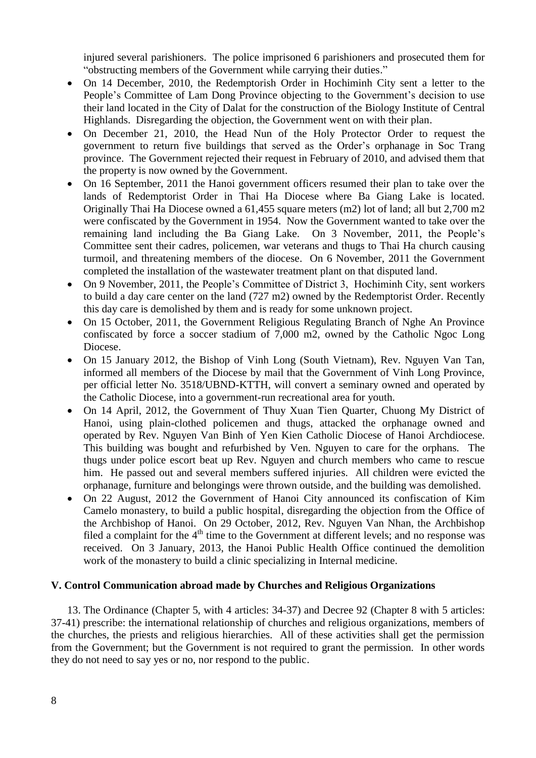injured several parishioners. The police imprisoned 6 parishioners and prosecuted them for "obstructing members of the Government while carrying their duties."

- On 14 December, 2010, the Redemptorish Order in Hochiminh City sent a letter to the People's Committee of Lam Dong Province objecting to the Government's decision to use their land located in the City of Dalat for the construction of the Biology Institute of Central Highlands. Disregarding the objection, the Government went on with their plan.
- On December 21, 2010, the Head Nun of the Holy Protector Order to request the government to return five buildings that served as the Order's orphanage in Soc Trang province. The Government rejected their request in February of 2010, and advised them that the property is now owned by the Government.
- On 16 September, 2011 the Hanoi government officers resumed their plan to take over the lands of Redemptorist Order in Thai Ha Diocese where Ba Giang Lake is located. Originally Thai Ha Diocese owned a 61,455 square meters (m2) lot of land; all but 2,700 m2 were confiscated by the Government in 1954. Now the Government wanted to take over the remaining land including the Ba Giang Lake. On 3 November, 2011, the People's Committee sent their cadres, policemen, war veterans and thugs to Thai Ha church causing turmoil, and threatening members of the diocese. On 6 November, 2011 the Government completed the installation of the wastewater treatment plant on that disputed land.
- On 9 November, 2011, the People's Committee of District 3, Hochiminh City, sent workers to build a day care center on the land (727 m2) owned by the Redemptorist Order. Recently this day care is demolished by them and is ready for some unknown project.
- On 15 October, 2011, the Government Religious Regulating Branch of Nghe An Province confiscated by force a soccer stadium of 7,000 m2, owned by the Catholic Ngoc Long Diocese.
- On 15 January 2012, the Bishop of Vinh Long (South Vietnam), Rev. Nguyen Van Tan, informed all members of the Diocese by mail that the Government of Vinh Long Province, per official letter No. 3518/UBND-KTTH, will convert a seminary owned and operated by the Catholic Diocese, into a government-run recreational area for youth.
- On 14 April, 2012, the Government of Thuy Xuan Tien Quarter, Chuong My District of Hanoi, using plain-clothed policemen and thugs, attacked the orphanage owned and operated by Rev. Nguyen Van Binh of Yen Kien Catholic Diocese of Hanoi Archdiocese. This building was bought and refurbished by Ven. Nguyen to care for the orphans. The thugs under police escort beat up Rev. Nguyen and church members who came to rescue him. He passed out and several members suffered injuries. All children were evicted the orphanage, furniture and belongings were thrown outside, and the building was demolished.
- On 22 August, 2012 the Government of Hanoi City announced its confiscation of Kim Camelo monastery, to build a public hospital, disregarding the objection from the Office of the Archbishop of Hanoi. On 29 October, 2012, Rev. Nguyen Van Nhan, the Archbishop filed a complaint for the 4th time to the Government at different levels; and no response was received. On 3 January, 2013, the Hanoi Public Health Office continued the demolition work of the monastery to build a clinic specializing in Internal medicine.

### V. Control Communication abroad made by Churches and Religious Organizations

13. The Ordinance (Chapter 5, with 4 articles: 34-37) and Decree 92 (Chapter 8 with 5 articles: 37-41) prescribe: the international relationship of churches and religious organizations, members of the churches, the priests and religious hierarchies. All of these activities shall get the permission from the Government; but the Government is not required to grant the permission. In other words they do not need to say yes or no, nor respond to the public.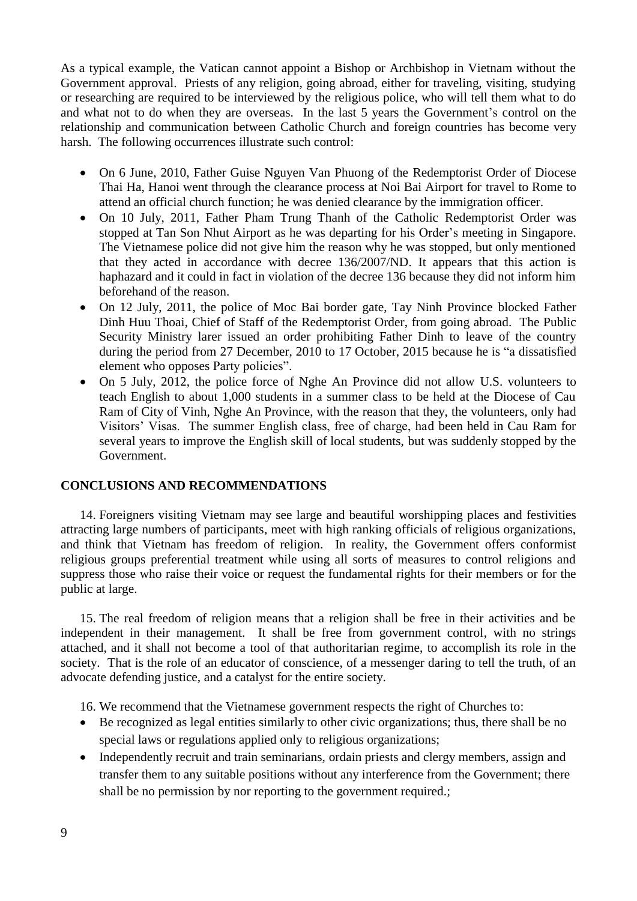As a typical example, the Vatican cannot appoint a Bishop or Archbishop in Vietnam without the Government approval. Priests of any religion, going abroad, either for traveling, visiting, studying or researching are required to be interviewed by the religious police, who will tell them what to do and what not to do when they are overseas. In the last 5 years the Government's control on the relationship and communication between Catholic Church and foreign countries has become very harsh. The following occurrences illustrate such control:

- On 6 June, 2010, Father Guise Nguyen Van Phuong of the Redemptorist Order of Diocese Thai Ha, Hanoi went through the clearance process at Noi Bai Airport for travel to Rome to attend an official church function; he was denied clearance by the immigration officer.
- On 10 July, 2011, Father Pham Trung Thanh of the Catholic Redemptorist Order was stopped at Tan Son Nhut Airport as he was departing for his Order's meeting in Singapore. The Vietnamese police did not give him the reason why he was stopped, but only mentioned that they acted in accordance with decree 136/2007/ND. It appears that this action is haphazard and it could in fact in violation of the decree 136 because they did not inform him beforehand of the reason.
- On 12 July, 2011, the police of Moc Bai border gate, Tay Ninh Province blocked Father Dinh Huu Thoai, Chief of Staff of the Redemptorist Order, from going abroad. The Public Security Ministry larer issued an order prohibiting Father Dinh to leave of the country during the period from 27 December, 2010 to 17 October, 2015 because he is "a dissatisfied element who opposes Party policies".
- On 5 July, 2012, the police force of Nghe An Province did not allow U.S. volunteers to teach English to about 1,000 students in a summer class to be held at the Diocese of Cau Ram of City of Vinh, Nghe An Province, with the reason that they, the volunteers, only had Visitors' Visas. The summer English class, free of charge, had been held in Cau Ram for several years to improve the English skill of local students, but was suddenly stopped by the Government.

## CONCLUSIONS AND RECOMMENDATIONS

14. Foreigners visiting Vietnam may see large and beautiful worshipping places and festivities attracting large numbers of participants, meet with high ranking officials of religious organizations, and think that Vietnam has freedom of religion. In reality, the Government offers conformist religious groups preferential treatment while using all sorts of measures to control religions and suppress those who raise their voice or request the fundamental rights for their members or for the public at large.

15. The real freedom of religion means that a religion shall be free in their activities and be independent in their management. It shall be free from government control, with no strings attached, and it shall not become a tool of that authoritarian regime, to accomplish its role in the society. That is the role of an educator of conscience, of a messenger daring to tell the truth, of an advocate defending justice, and a catalyst for the entire society.

16. We recommend that the Vietnamese government respects the right of Churches to:

- Be recognized as legal entities similarly to other civic organizations; thus, there shall be no special laws or regulations applied only to religious organizations;
- Independently recruit and train seminarians, ordain priests and clergy members, assign and transfer them to any suitable positions without any interference from the Government; there shall be no permission by nor reporting to the government required.;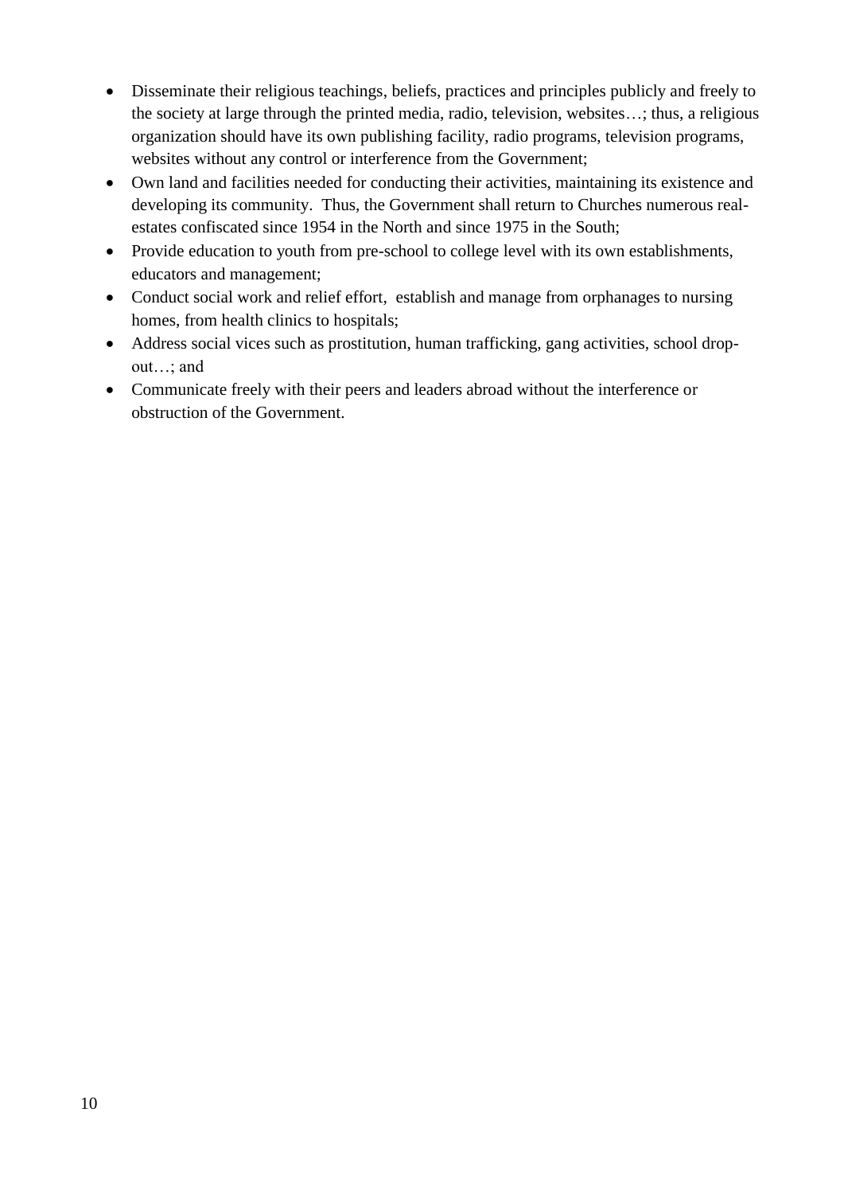- Disseminate their religious teachings, beliefs, practices and principles publicly and freely to the society at large through the printed media, radio, television, websites…; thus, a religious organization should have its own publishing facility, radio programs, television programs, websites without any control or interference from the Government;
- Own land and facilities needed for conducting their activities, maintaining its existence and developing its community. Thus, the Government shall return to Churches numerous real-estates confiscated since 1954 in the North and since 1975 in the South;
- Provide education to youth from pre-school to college level with its own establishments, educators and management;
- Conduct social work and relief effort, establish and manage from orphanages to nursing homes, from health clinics to hospitals;
- Address social vices such as prostitution, human trafficking, gang activities, school drop-out…; and
- Communicate freely with their peers and leaders abroad without the interference or obstruction of the Government.